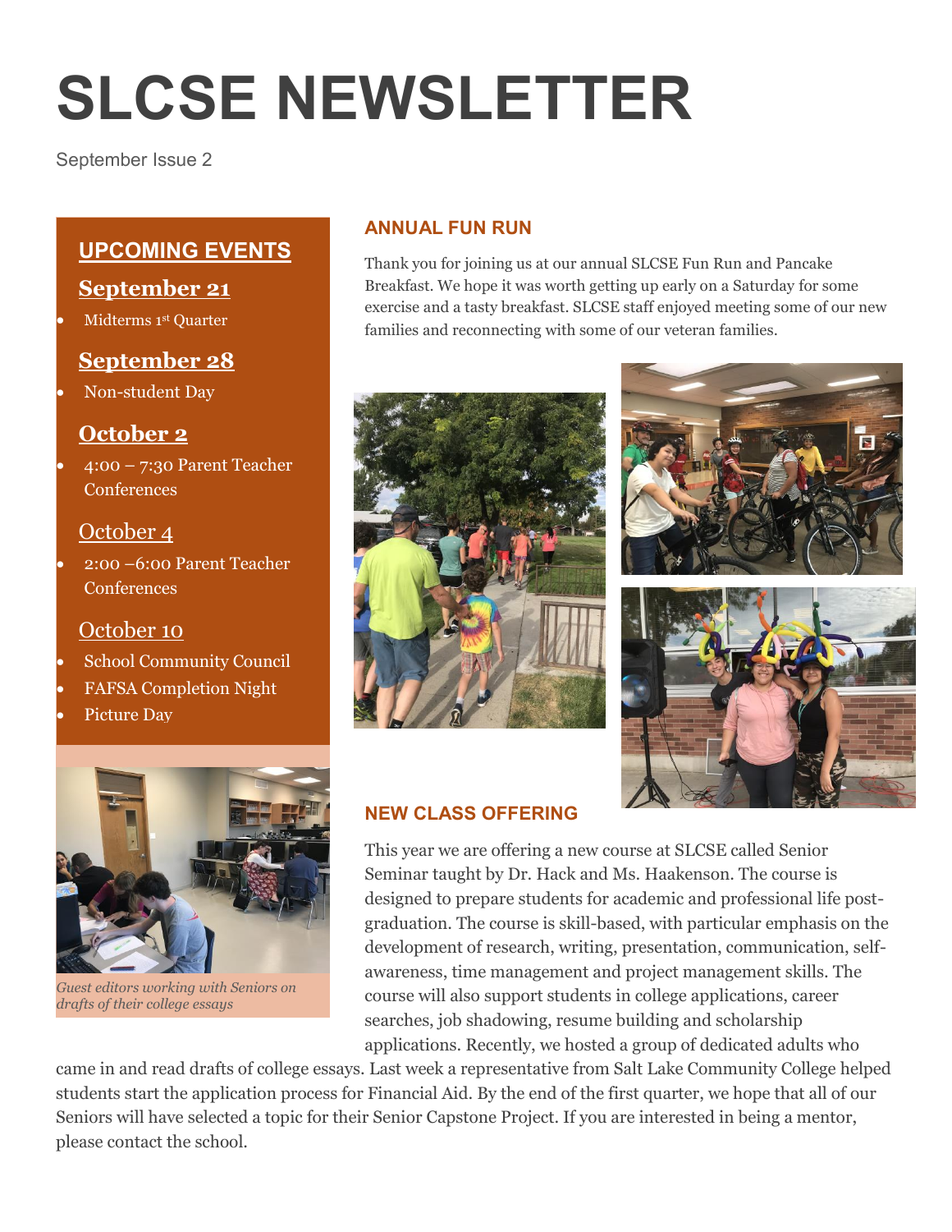# SLCSE NEWSLETTER

September Issue 2

## UPCOMING EVENTS

### September 21

- Midterms 1st Quarter

### September 28

- Non-student Day

### October 2

- 4:00 – 7:30 Parent Teacher Conferences

### October 4

- 2:00 –6:00 Parent Teacher Conferences

### October 10

- School Community Council
- FAFSA Completion Night
- Picture Day

*Guest editors working with Seniors on drafts of their college essays*

## ANNUAL FUN RUN

Thank you for joining us at our annual SLCSE Fun Run and Pancake Breakfast. We hope it was worth getting up early on a Saturday for some exercise and a tasty breakfast. SLCSE staff enjoyed meeting some of our new families and reconnecting with some of our veteran families.

## NEW CLASS OFFERING

This year we are offering a new course at SLCSE called Senior Seminar taught by Dr. Hack and Ms. Haakenson. The course is designed to prepare students for academic and professional life post-graduation. The course is skill-based, with particular emphasis on the development of research, writing, presentation, communication, self-awareness, time management and project management skills. The course will also support students in college applications, career searches, job shadowing, resume building and scholarship applications. Recently, we hosted a group of dedicated adults who came in and read drafts of college essays. Last week a representative from Salt Lake Community College helped students start the application process for Financial Aid. By the end of the first quarter, we hope that all of our Seniors will have selected a topic for their Senior Capstone Project. If you are interested in being a mentor, please contact the school.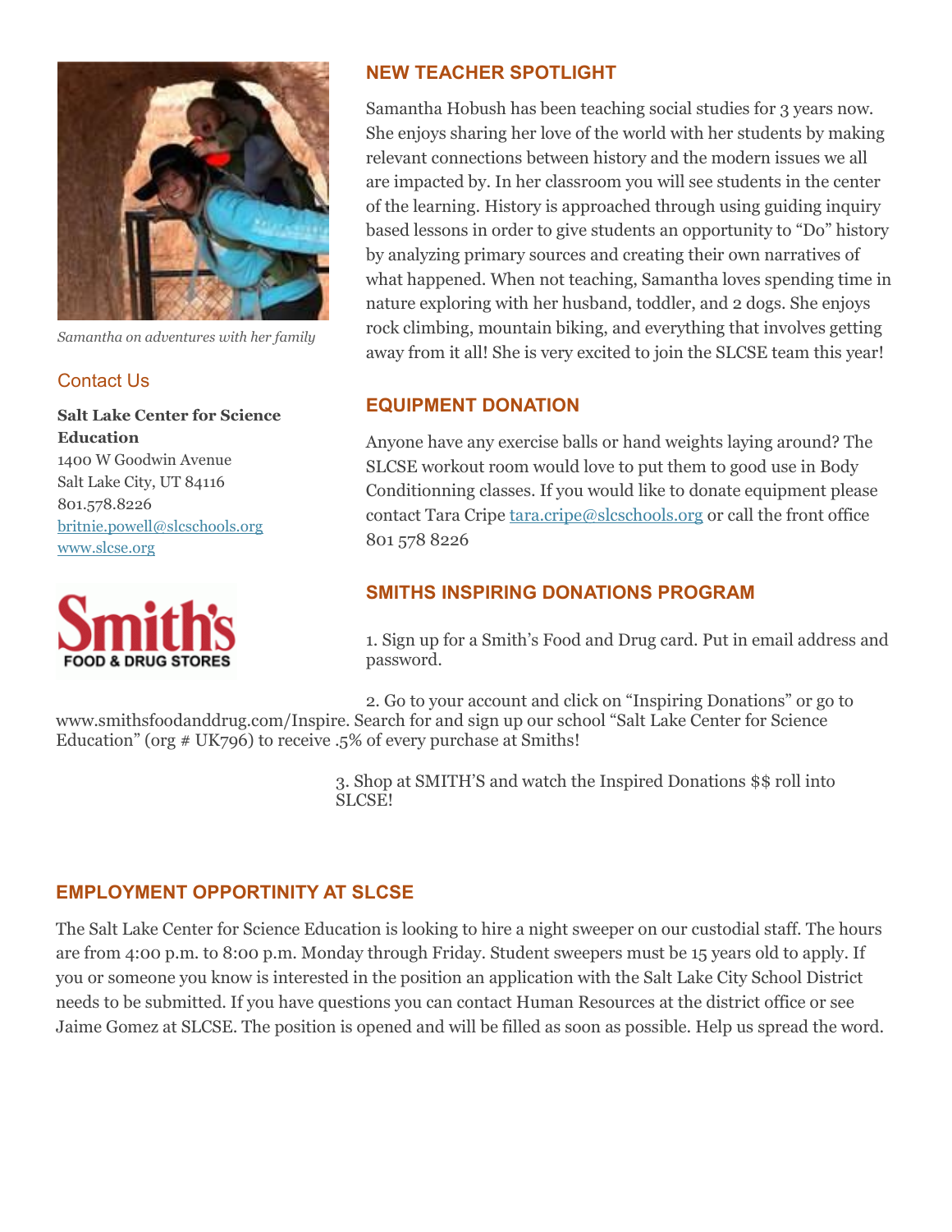*Samantha on adventures with her family*

## Contact Us

**Salt Lake Center for Science Education**
1400 W Goodwin Avenue
Salt Lake City, UT 84116
801.578.8226
britnie.powell@slcschools.org
www.slcse.org

## NEW TEACHER SPOTLIGHT

Samantha Hobush has been teaching social studies for 3 years now. She enjoys sharing her love of the world with her students by making relevant connections between history and the modern issues we all are impacted by. In her classroom you will see students in the center of the learning. History is approached through using guiding inquiry based lessons in order to give students an opportunity to "Do" history by analyzing primary sources and creating their own narratives of what happened. When not teaching, Samantha loves spending time in nature exploring with her husband, toddler, and 2 dogs. She enjoys rock climbing, mountain biking, and everything that involves getting away from it all! She is very excited to join the SLCSE team this year!

## EQUIPMENT DONATION

Anyone have any exercise balls or hand weights laying around? The SLCSE workout room would love to put them to good use in Body Conditionning classes. If you would like to donate equipment please contact Tara Cripe tara.cripe@slcschools.org or call the front office 801 578 8226

## SMITHS INSPIRING DONATIONS PROGRAM

1. Sign up for a Smith's Food and Drug card. Put in email address and password.

2. Go to your account and click on "Inspiring Donations" or go to www.smithsfoodanddrug.com/Inspire. Search for and sign up our school "Salt Lake Center for Science Education" (org # UK796) to receive .5% of every purchase at Smiths!

3. Shop at SMITH'S and watch the Inspired Donations $$ roll into SLCSE!

## EMPLOYMENT OPPORTINITY AT SLCSE

The Salt Lake Center for Science Education is looking to hire a night sweeper on our custodial staff. The hours are from 4:00 p.m. to 8:00 p.m. Monday through Friday. Student sweepers must be 15 years old to apply. If you or someone you know is interested in the position an application with the Salt Lake City School District needs to be submitted. If you have questions you can contact Human Resources at the district office or see Jaime Gomez at SLCSE. The position is opened and will be filled as soon as possible. Help us spread the word.